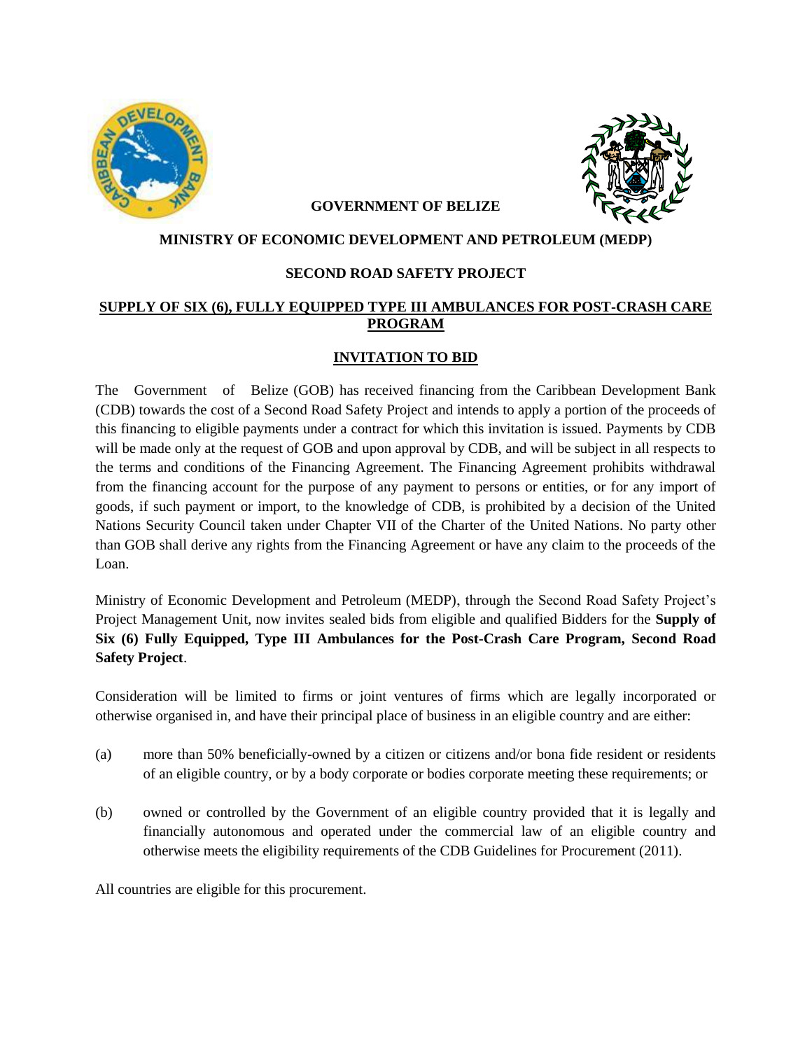**GOVERNMENT OF BELIZE**

**MINISTRY OF ECONOMIC DEVELOPMENT AND PETROLEUM (MEDP)**

**SECOND ROAD SAFETY PROJECT**

**SUPPLY OF SIX (6), FULLY EQUIPPED TYPE III AMBULANCES FOR POST-CRASH CARE PROGRAM**

# INVITATION TO BID

The Government of Belize (GOB) has received financing from the Caribbean Development Bank (CDB) towards the cost of a Second Road Safety Project and intends to apply a portion of the proceeds of this financing to eligible payments under a contract for which this invitation is issued. Payments by CDB will be made only at the request of GOB and upon approval by CDB, and will be subject in all respects to the terms and conditions of the Financing Agreement. The Financing Agreement prohibits withdrawal from the financing account for the purpose of any payment to persons or entities, or for any import of goods, if such payment or import, to the knowledge of CDB, is prohibited by a decision of the United Nations Security Council taken under Chapter VII of the Charter of the United Nations. No party other than GOB shall derive any rights from the Financing Agreement or have any claim to the proceeds of the Loan.

Ministry of Economic Development and Petroleum (MEDP), through the Second Road Safety Project's Project Management Unit, now invites sealed bids from eligible and qualified Bidders for the **Supply of Six (6) Fully Equipped, Type III Ambulances for the Post-Crash Care Program, Second Road Safety Project**.

Consideration will be limited to firms or joint ventures of firms which are legally incorporated or otherwise organised in, and have their principal place of business in an eligible country and are either:

(a) more than 50% beneficially-owned by a citizen or citizens and/or bona fide resident or residents of an eligible country, or by a body corporate or bodies corporate meeting these requirements; or

(b) owned or controlled by the Government of an eligible country provided that it is legally and financially autonomous and operated under the commercial law of an eligible country and otherwise meets the eligibility requirements of the CDB Guidelines for Procurement (2011).

All countries are eligible for this procurement.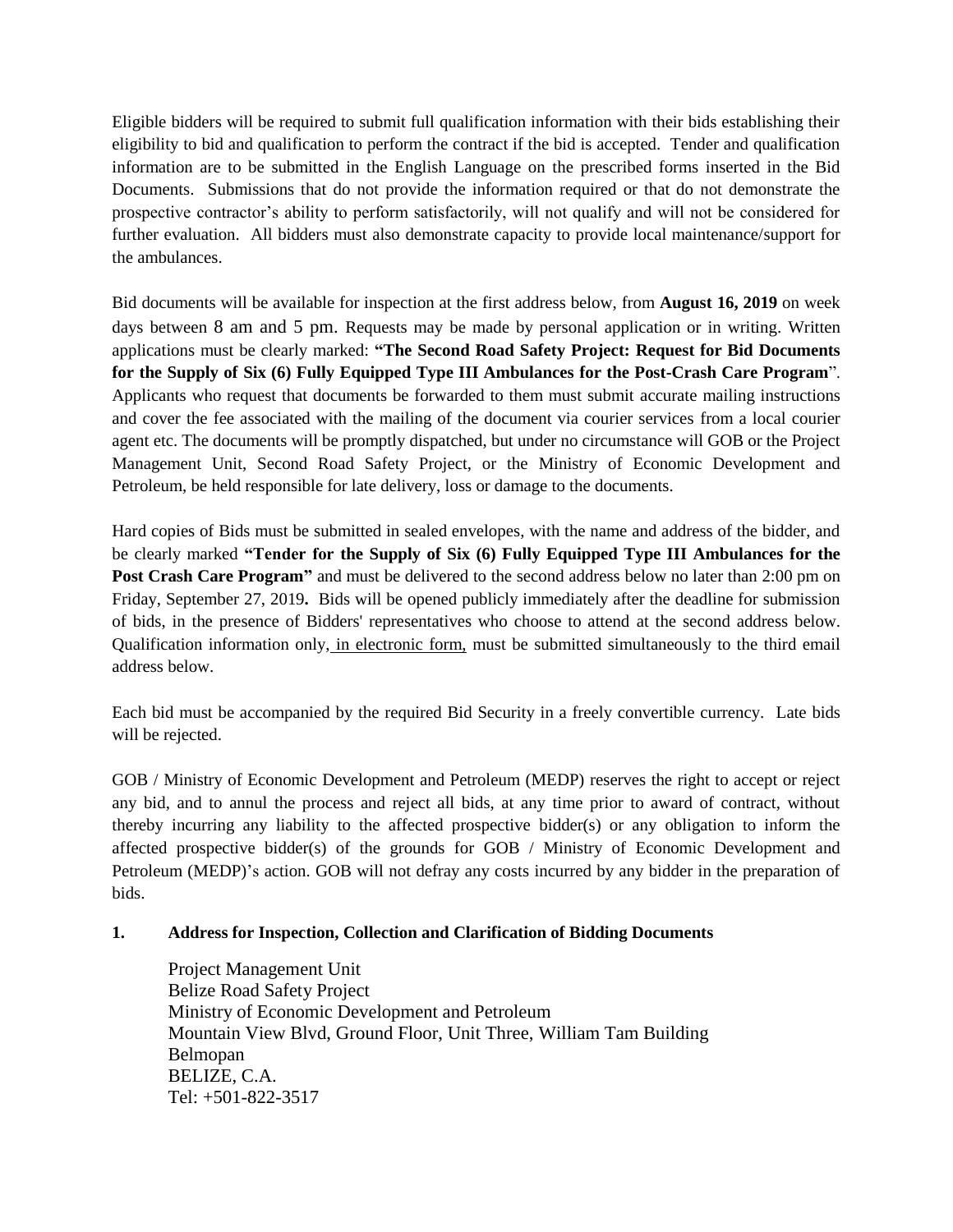Eligible bidders will be required to submit full qualification information with their bids establishing their eligibility to bid and qualification to perform the contract if the bid is accepted. Tender and qualification information are to be submitted in the English Language on the prescribed forms inserted in the Bid Documents. Submissions that do not provide the information required or that do not demonstrate the prospective contractor's ability to perform satisfactorily, will not qualify and will not be considered for further evaluation. All bidders must also demonstrate capacity to provide local maintenance/support for the ambulances.

Bid documents will be available for inspection at the first address below, from **August 16, 2019** on week days between 8 am and 5 pm. Requests may be made by personal application or in writing. Written applications must be clearly marked: **"The Second Road Safety Project: Request for Bid Documents for the Supply of Six (6) Fully Equipped Type III Ambulances for the Post-Crash Care Program**". Applicants who request that documents be forwarded to them must submit accurate mailing instructions and cover the fee associated with the mailing of the document via courier services from a local courier agent etc. The documents will be promptly dispatched, but under no circumstance will GOB or the Project Management Unit, Second Road Safety Project, or the Ministry of Economic Development and Petroleum, be held responsible for late delivery, loss or damage to the documents.

Hard copies of Bids must be submitted in sealed envelopes, with the name and address of the bidder, and be clearly marked **"Tender for the Supply of Six (6) Fully Equipped Type III Ambulances for the Post Crash Care Program"** and must be delivered to the second address below no later than 2:00 pm on Friday, September 27, 2019**.** Bids will be opened publicly immediately after the deadline for submission of bids, in the presence of Bidders' representatives who choose to attend at the second address below. Qualification information only, in electronic form, must be submitted simultaneously to the third email address below.

Each bid must be accompanied by the required Bid Security in a freely convertible currency. Late bids will be rejected.

GOB / Ministry of Economic Development and Petroleum (MEDP) reserves the right to accept or reject any bid, and to annul the process and reject all bids, at any time prior to award of contract, without thereby incurring any liability to the affected prospective bidder(s) or any obligation to inform the affected prospective bidder(s) of the grounds for GOB / Ministry of Economic Development and Petroleum (MEDP)'s action. GOB will not defray any costs incurred by any bidder in the preparation of bids.

**1. Address for Inspection, Collection and Clarification of Bidding Documents**

Project Management Unit
Belize Road Safety Project
Ministry of Economic Development and Petroleum
Mountain View Blvd, Ground Floor, Unit Three, William Tam Building
Belmopan
BELIZE, C.A.
Tel: +501-822-3517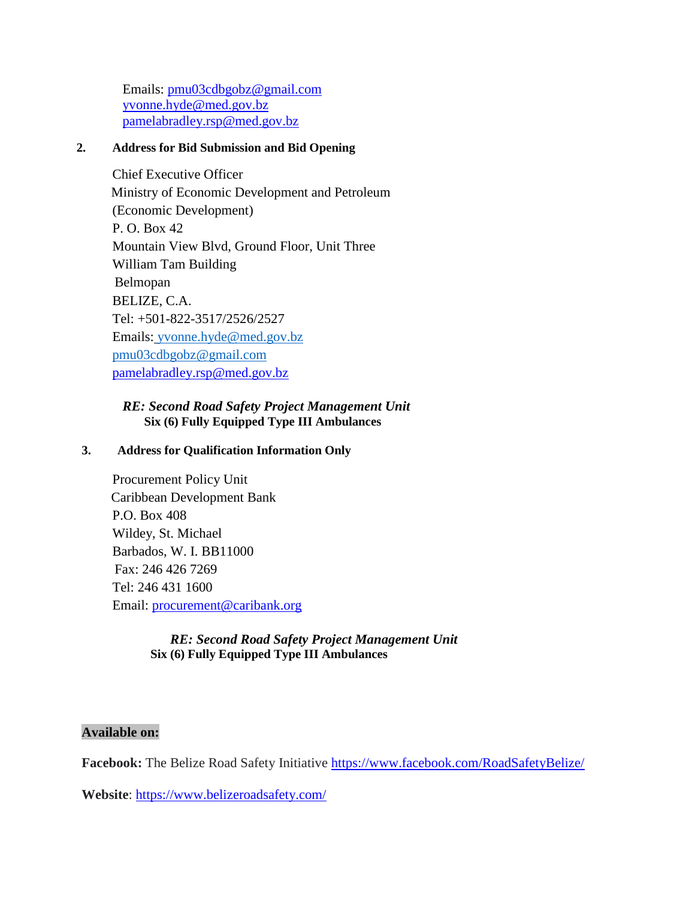Emails: pmu03cdbgobz@gmail.com
yvonne.hyde@med.gov.bz
pamelabradley.rsp@med.gov.bz

**2. Address for Bid Submission and Bid Opening**

Chief Executive Officer
Ministry of Economic Development and Petroleum
(Economic Development)
P. O. Box 42
Mountain View Blvd, Ground Floor, Unit Three
William Tam Building
Belmopan
BELIZE, C.A.
Tel: +501-822-3517/2526/2527
Emails: yvonne.hyde@med.gov.bz
pmu03cdbgobz@gmail.com
pamelabradley.rsp@med.gov.bz

***RE: Second Road Safety Project Management Unit***
**Six (6) Fully Equipped Type III Ambulances**

**3. Address for Qualification Information Only**

Procurement Policy Unit
Caribbean Development Bank
P.O. Box 408
Wildey, St. Michael
Barbados, W. I. BB11000
Fax: 246 426 7269
Tel: 246 431 1600
Email: procurement@caribank.org

***RE: Second Road Safety Project Management Unit***
**Six (6) Fully Equipped Type III Ambulances**

**Available on:**

**Facebook:** The Belize Road Safety Initiative https://www.facebook.com/RoadSafetyBelize/

**Website**: https://www.belizeroadsafety.com/